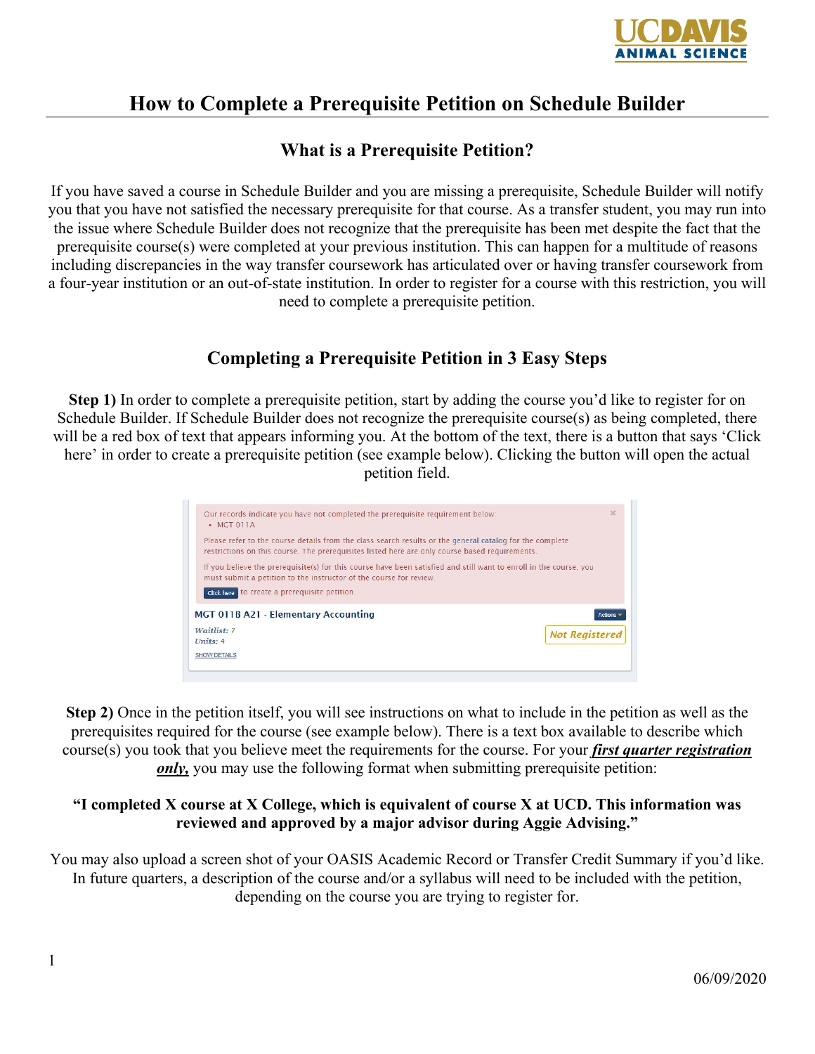# How to Complete a Prerequisite Petition on Schedule Builder

## What is a Prerequisite Petition?

If you have saved a course in Schedule Builder and you are missing a prerequisite, Schedule Builder will notify you that you have not satisfied the necessary prerequisite for that course. As a transfer student, you may run into the issue where Schedule Builder does not recognize that the prerequisite has been met despite the fact that the prerequisite course(s) were completed at your previous institution. This can happen for a multitude of reasons including discrepancies in the way transfer coursework has articulated over or having transfer coursework from a four-year institution or an out-of-state institution. In order to register for a course with this restriction, you will need to complete a prerequisite petition.

## Completing a Prerequisite Petition in 3 Easy Steps

**Step 1)** In order to complete a prerequisite petition, start by adding the course you'd like to register for on Schedule Builder. If Schedule Builder does not recognize the prerequisite course(s) as being completed, there will be a red box of text that appears informing you. At the bottom of the text, there is a button that says 'Click here' in order to create a prerequisite petition (see example below). Clicking the button will open the actual petition field.

**Step 2)** Once in the petition itself, you will see instructions on what to include in the petition as well as the prerequisites required for the course (see example below). There is a text box available to describe which course(s) you took that you believe meet the requirements for the course. For your ***first quarter registration only,*** you may use the following format when submitting prerequisite petition:

**"I completed X course at X College, which is equivalent of course X at UCD. This information was reviewed and approved by a major advisor during Aggie Advising."**

You may also upload a screen shot of your OASIS Academic Record or Transfer Credit Summary if you'd like. In future quarters, a description of the course and/or a syllabus will need to be included with the petition, depending on the course you are trying to register for.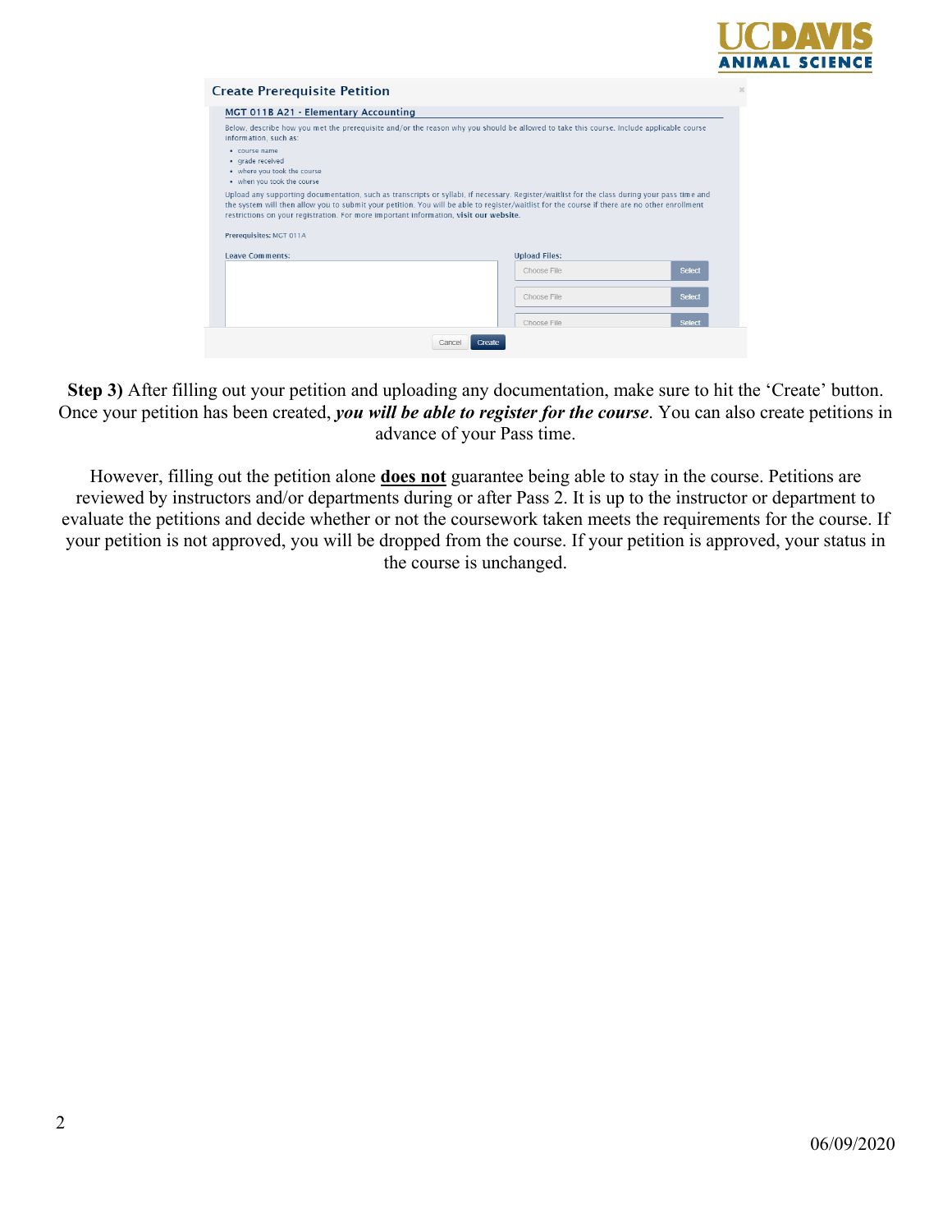Step 3) After filling out your petition and uploading any documentation, make sure to hit the 'Create' button. Once your petition has been created, ***you will be able to register for the course***. You can also create petitions in advance of your Pass time.

However, filling out the petition alone **does not** guarantee being able to stay in the course. Petitions are reviewed by instructors and/or departments during or after Pass 2. It is up to the instructor or department to evaluate the petitions and decide whether or not the coursework taken meets the requirements for the course. If your petition is not approved, you will be dropped from the course. If your petition is approved, your status in the course is unchanged.

06/09/2020